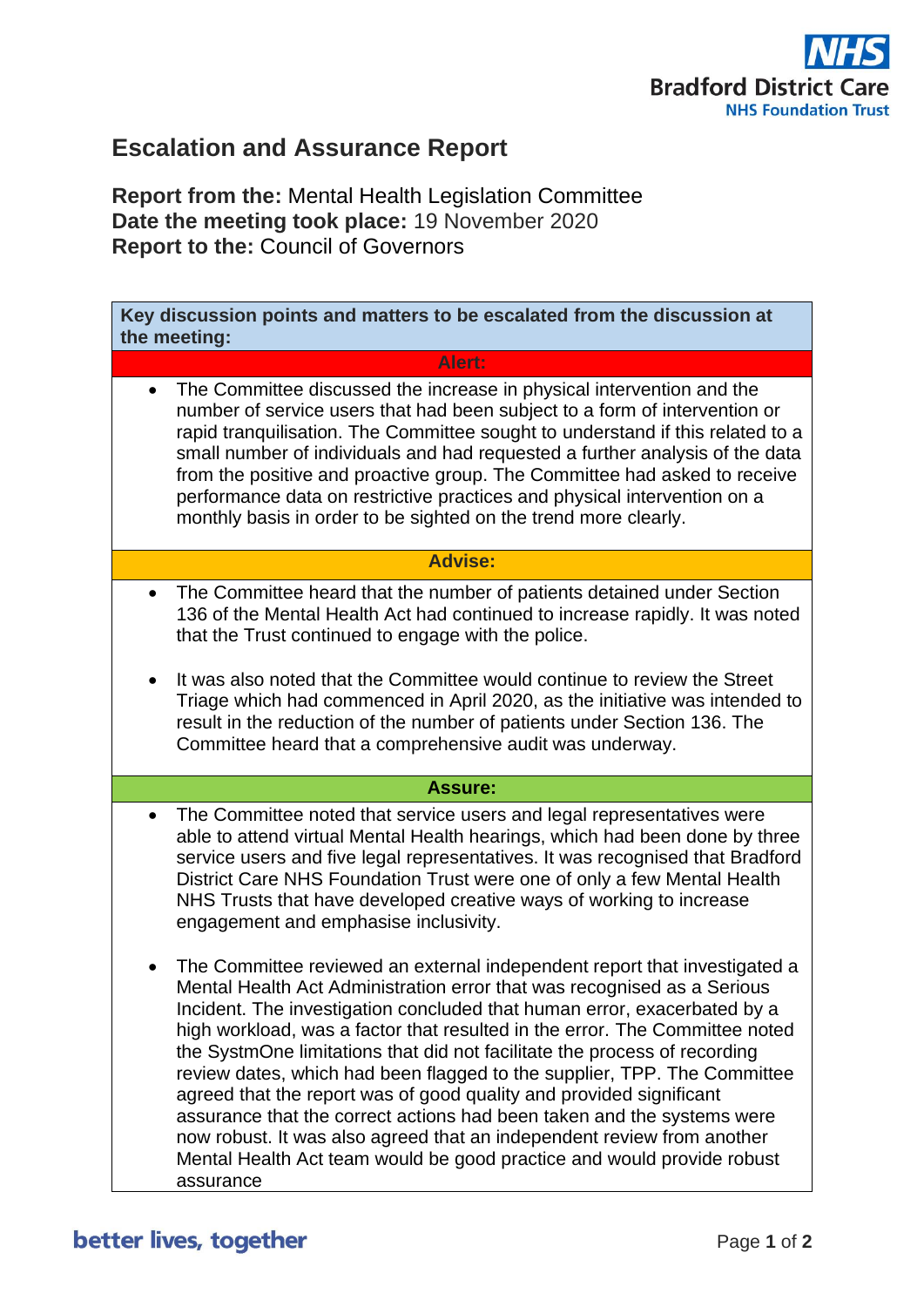# Escalation and Assurance Report

**Report from the:** Mental Health Legislation Committee
**Date the meeting took place:** 19 November 2020
**Report to the:** Council of Governors

**Key discussion points and matters to be escalated from the discussion at the meeting:**

**Alert:**

- The Committee discussed the increase in physical intervention and the number of service users that had been subject to a form of intervention or rapid tranquilisation. The Committee sought to understand if this related to a small number of individuals and had requested a further analysis of the data from the positive and proactive group. The Committee had asked to receive performance data on restrictive practices and physical intervention on a monthly basis in order to be sighted on the trend more clearly.

**Advise:**

- The Committee heard that the number of patients detained under Section 136 of the Mental Health Act had continued to increase rapidly. It was noted that the Trust continued to engage with the police.

- It was also noted that the Committee would continue to review the Street Triage which had commenced in April 2020, as the initiative was intended to result in the reduction of the number of patients under Section 136. The Committee heard that a comprehensive audit was underway.

**Assure:**

- The Committee noted that service users and legal representatives were able to attend virtual Mental Health hearings, which had been done by three service users and five legal representatives. It was recognised that Bradford District Care NHS Foundation Trust were one of only a few Mental Health NHS Trusts that have developed creative ways of working to increase engagement and emphasise inclusivity.

- The Committee reviewed an external independent report that investigated a Mental Health Act Administration error that was recognised as a Serious Incident. The investigation concluded that human error, exacerbated by a high workload, was a factor that resulted in the error. The Committee noted the SystmOne limitations that did not facilitate the process of recording review dates, which had been flagged to the supplier, TPP. The Committee agreed that the report was of good quality and provided significant assurance that the correct actions had been taken and the systems were now robust. It was also agreed that an independent review from another Mental Health Act team would be good practice and would provide robust assurance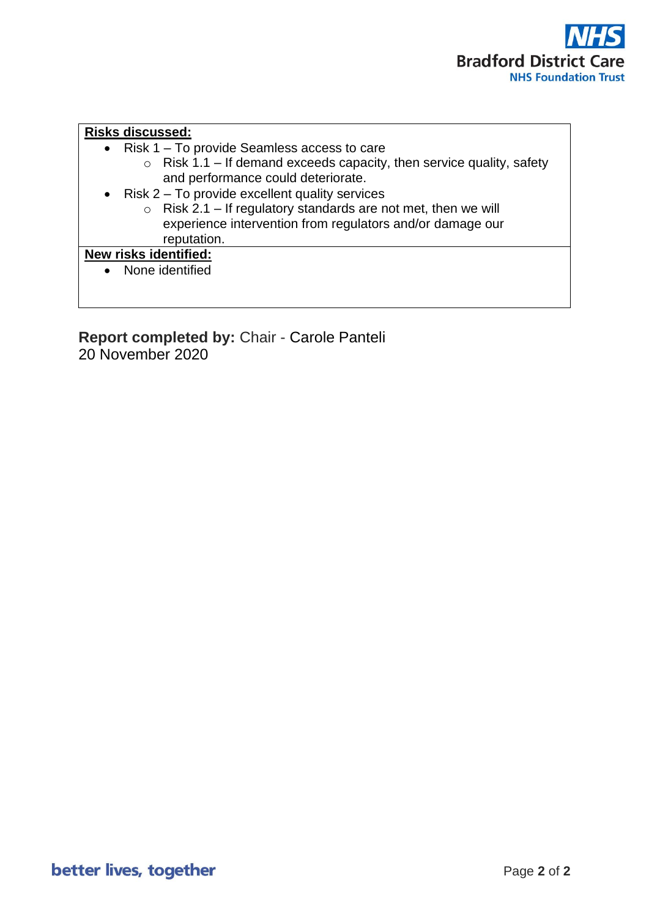**Risks discussed:**

- Risk 1 – To provide Seamless access to care
  - Risk 1.1 – If demand exceeds capacity, then service quality, safety and performance could deteriorate.
- Risk 2 – To provide excellent quality services
  - Risk 2.1 – If regulatory standards are not met, then we will experience intervention from regulators and/or damage our reputation.

**New risks identified:**

- None identified

**Report completed by:** Chair - Carole Panteli
20 November 2020